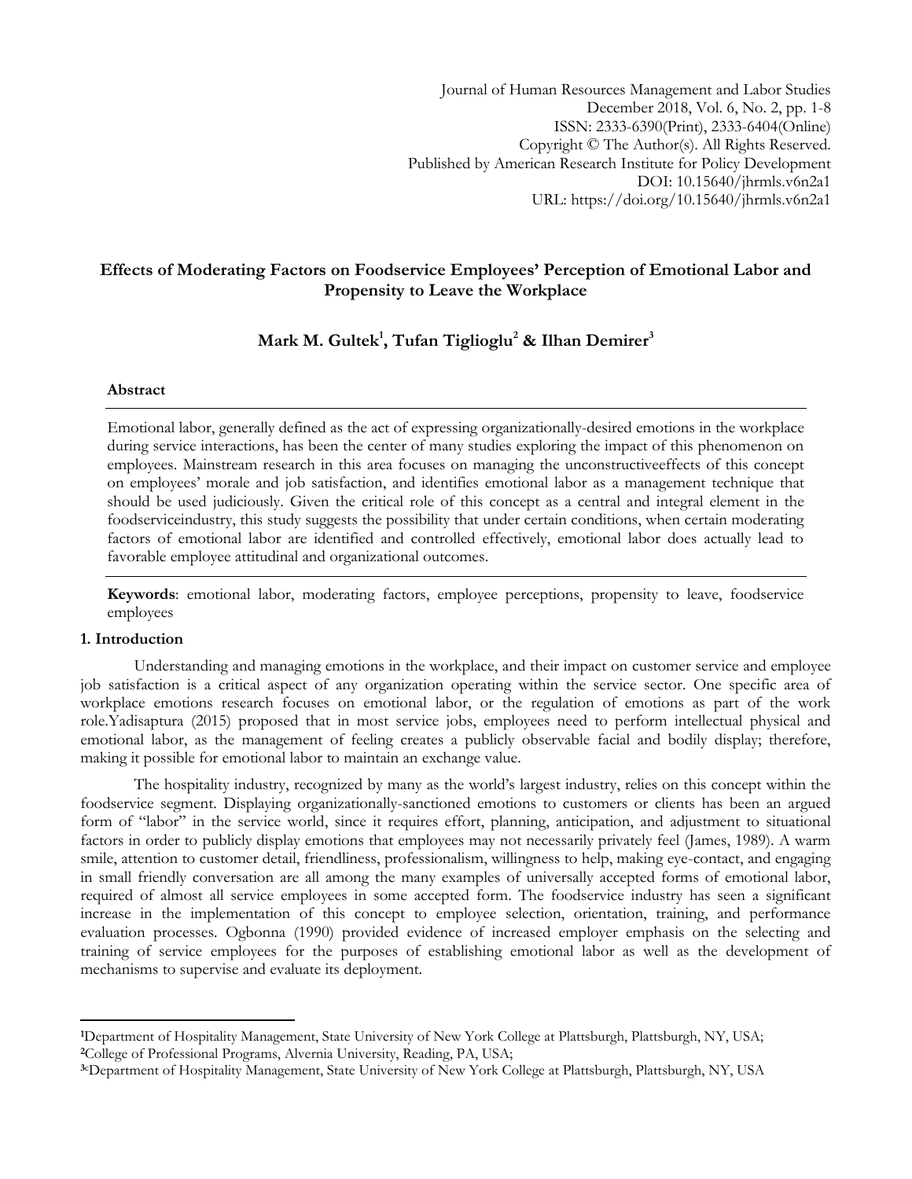# Effects of Moderating Factors on Foodservice Employees' Perception of Emotional Labor and Propensity to Leave the Workplace

**Mark M. Gultek[1], Tufan Tiglioglu[2] & Ilhan Demirer[3]**

### Abstract

Emotional labor, generally defined as the act of expressing organizationally-desired emotions in the workplace during service interactions, has been the center of many studies exploring the impact of this phenomenon on employees. Mainstream research in this area focuses on managing the unconstructiveeffects of this concept on employees' morale and job satisfaction, and identifies emotional labor as a management technique that should be used judiciously. Given the critical role of this concept as a central and integral element in the foodserviceindustry, this study suggests the possibility that under certain conditions, when certain moderating factors of emotional labor are identified and controlled effectively, emotional labor does actually lead to favorable employee attitudinal and organizational outcomes.

**Keywords**: emotional labor, moderating factors, employee perceptions, propensity to leave, foodservice employees

## 1. Introduction

Understanding and managing emotions in the workplace, and their impact on customer service and employee job satisfaction is a critical aspect of any organization operating within the service sector. One specific area of workplace emotions research focuses on emotional labor, or the regulation of emotions as part of the work role.Yadisaptura (2015) proposed that in most service jobs, employees need to perform intellectual physical and emotional labor, as the management of feeling creates a publicly observable facial and bodily display; therefore, making it possible for emotional labor to maintain an exchange value.

The hospitality industry, recognized by many as the world's largest industry, relies on this concept within the foodservice segment. Displaying organizationally-sanctioned emotions to customers or clients has been an argued form of "labor" in the service world, since it requires effort, planning, anticipation, and adjustment to situational factors in order to publicly display emotions that employees may not necessarily privately feel (James, 1989). A warm smile, attention to customer detail, friendliness, professionalism, willingness to help, making eye-contact, and engaging in small friendly conversation are all among the many examples of universally accepted forms of emotional labor, required of almost all service employees in some accepted form. The foodservice industry has seen a significant increase in the implementation of this concept to employee selection, orientation, training, and performance evaluation processes. Ogbonna (1990) provided evidence of increased employer emphasis on the selecting and training of service employees for the purposes of establishing emotional labor as well as the development of mechanisms to supervise and evaluate its deployment.

---

[1]Department of Hospitality Management, State University of New York College at Plattsburgh, Plattsburgh, NY, USA;
[2]College of Professional Programs, Alvernia University, Reading, PA, USA;
[3]Department of Hospitality Management, State University of New York College at Plattsburgh, Plattsburgh, NY, USA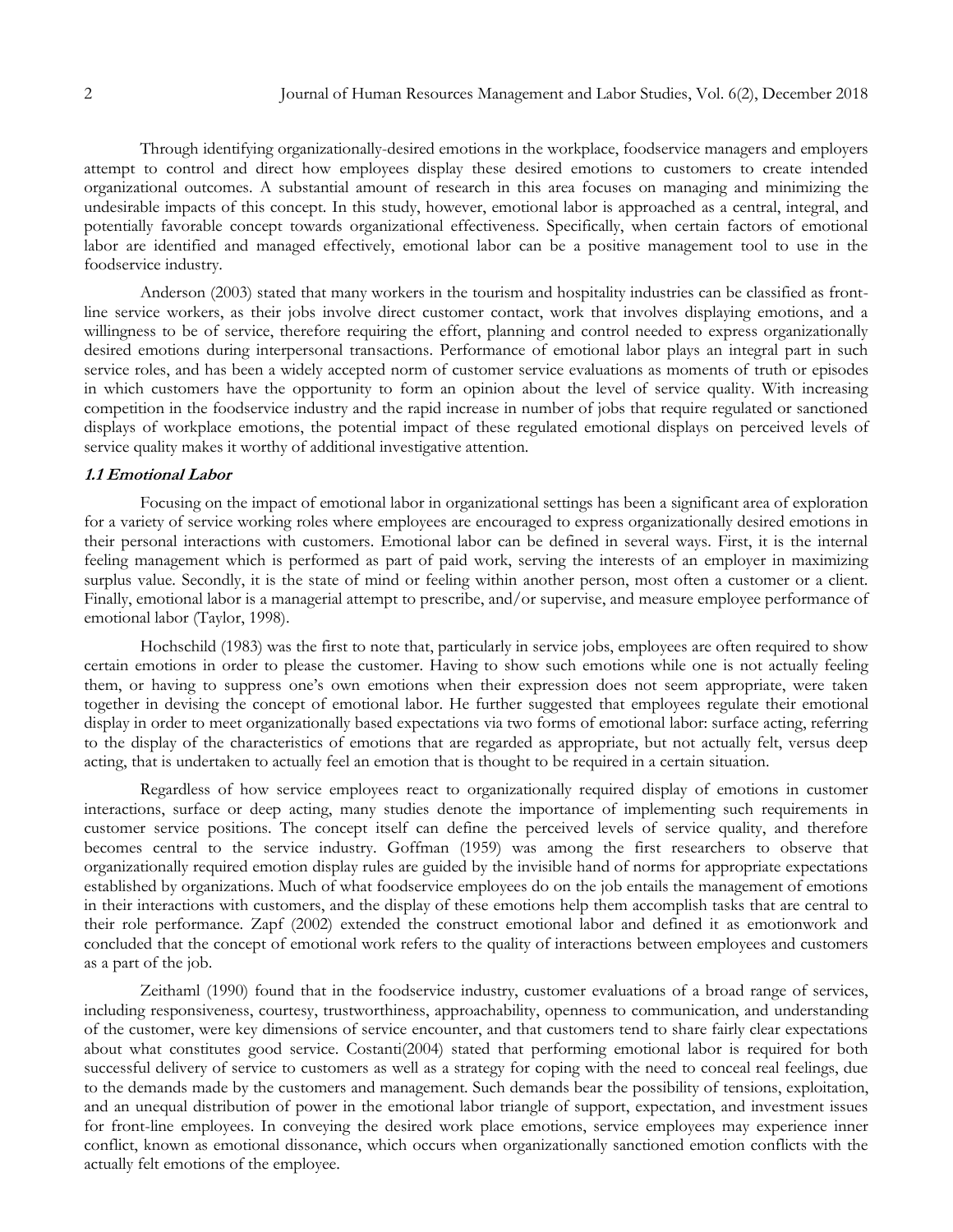Through identifying organizationally-desired emotions in the workplace, foodservice managers and employers attempt to control and direct how employees display these desired emotions to customers to create intended organizational outcomes. A substantial amount of research in this area focuses on managing and minimizing the undesirable impacts of this concept. In this study, however, emotional labor is approached as a central, integral, and potentially favorable concept towards organizational effectiveness. Specifically, when certain factors of emotional labor are identified and managed effectively, emotional labor can be a positive management tool to use in the foodservice industry.

Anderson (2003) stated that many workers in the tourism and hospitality industries can be classified as front-line service workers, as their jobs involve direct customer contact, work that involves displaying emotions, and a willingness to be of service, therefore requiring the effort, planning and control needed to express organizationally desired emotions during interpersonal transactions. Performance of emotional labor plays an integral part in such service roles, and has been a widely accepted norm of customer service evaluations as moments of truth or episodes in which customers have the opportunity to form an opinion about the level of service quality. With increasing competition in the foodservice industry and the rapid increase in number of jobs that require regulated or sanctioned displays of workplace emotions, the potential impact of these regulated emotional displays on perceived levels of service quality makes it worthy of additional investigative attention.

### 1.1 Emotional Labor

Focusing on the impact of emotional labor in organizational settings has been a significant area of exploration for a variety of service working roles where employees are encouraged to express organizationally desired emotions in their personal interactions with customers. Emotional labor can be defined in several ways. First, it is the internal feeling management which is performed as part of paid work, serving the interests of an employer in maximizing surplus value. Secondly, it is the state of mind or feeling within another person, most often a customer or a client. Finally, emotional labor is a managerial attempt to prescribe, and/or supervise, and measure employee performance of emotional labor (Taylor, 1998).

Hochschild (1983) was the first to note that, particularly in service jobs, employees are often required to show certain emotions in order to please the customer. Having to show such emotions while one is not actually feeling them, or having to suppress one's own emotions when their expression does not seem appropriate, were taken together in devising the concept of emotional labor. He further suggested that employees regulate their emotional display in order to meet organizationally based expectations via two forms of emotional labor: surface acting, referring to the display of the characteristics of emotions that are regarded as appropriate, but not actually felt, versus deep acting, that is undertaken to actually feel an emotion that is thought to be required in a certain situation.

Regardless of how service employees react to organizationally required display of emotions in customer interactions, surface or deep acting, many studies denote the importance of implementing such requirements in customer service positions. The concept itself can define the perceived levels of service quality, and therefore becomes central to the service industry. Goffman (1959) was among the first researchers to observe that organizationally required emotion display rules are guided by the invisible hand of norms for appropriate expectations established by organizations. Much of what foodservice employees do on the job entails the management of emotions in their interactions with customers, and the display of these emotions help them accomplish tasks that are central to their role performance. Zapf (2002) extended the construct emotional labor and defined it as emotionwork and concluded that the concept of emotional work refers to the quality of interactions between employees and customers as a part of the job.

Zeithaml (1990) found that in the foodservice industry, customer evaluations of a broad range of services, including responsiveness, courtesy, trustworthiness, approachability, openness to communication, and understanding of the customer, were key dimensions of service encounter, and that customers tend to share fairly clear expectations about what constitutes good service. Costanti(2004) stated that performing emotional labor is required for both successful delivery of service to customers as well as a strategy for coping with the need to conceal real feelings, due to the demands made by the customers and management. Such demands bear the possibility of tensions, exploitation, and an unequal distribution of power in the emotional labor triangle of support, expectation, and investment issues for front-line employees. In conveying the desired work place emotions, service employees may experience inner conflict, known as emotional dissonance, which occurs when organizationally sanctioned emotion conflicts with the actually felt emotions of the employee.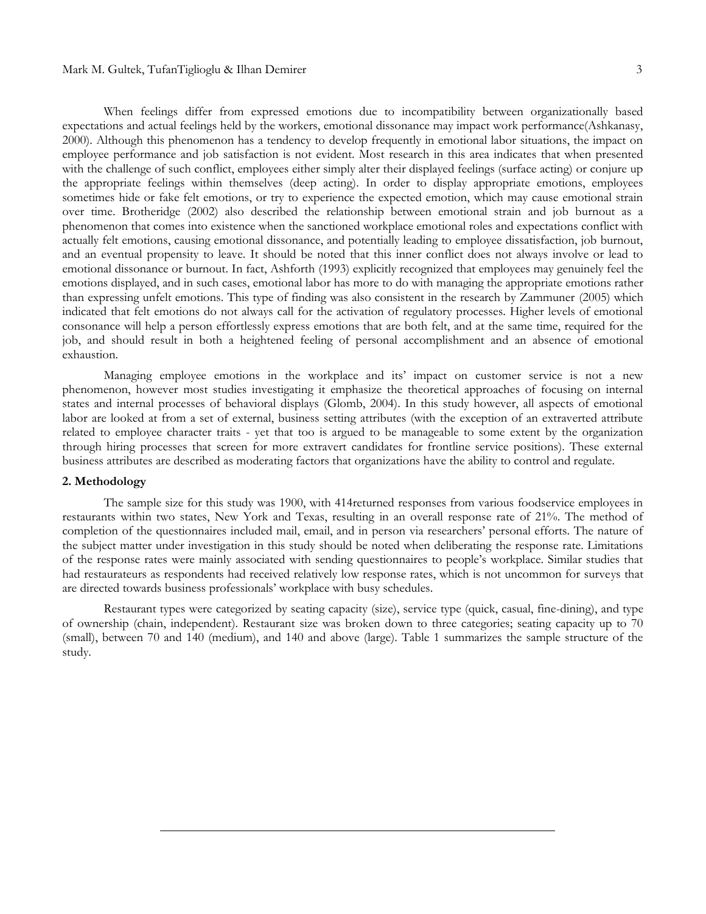When feelings differ from expressed emotions due to incompatibility between organizationally based expectations and actual feelings held by the workers, emotional dissonance may impact work performance(Ashkanasy, 2000). Although this phenomenon has a tendency to develop frequently in emotional labor situations, the impact on employee performance and job satisfaction is not evident. Most research in this area indicates that when presented with the challenge of such conflict, employees either simply alter their displayed feelings (surface acting) or conjure up the appropriate feelings within themselves (deep acting). In order to display appropriate emotions, employees sometimes hide or fake felt emotions, or try to experience the expected emotion, which may cause emotional strain over time. Brotheridge (2002) also described the relationship between emotional strain and job burnout as a phenomenon that comes into existence when the sanctioned workplace emotional roles and expectations conflict with actually felt emotions, causing emotional dissonance, and potentially leading to employee dissatisfaction, job burnout, and an eventual propensity to leave. It should be noted that this inner conflict does not always involve or lead to emotional dissonance or burnout. In fact, Ashforth (1993) explicitly recognized that employees may genuinely feel the emotions displayed, and in such cases, emotional labor has more to do with managing the appropriate emotions rather than expressing unfelt emotions. This type of finding was also consistent in the research by Zammuner (2005) which indicated that felt emotions do not always call for the activation of regulatory processes. Higher levels of emotional consonance will help a person effortlessly express emotions that are both felt, and at the same time, required for the job, and should result in both a heightened feeling of personal accomplishment and an absence of emotional exhaustion.

Managing employee emotions in the workplace and its' impact on customer service is not a new phenomenon, however most studies investigating it emphasize the theoretical approaches of focusing on internal states and internal processes of behavioral displays (Glomb, 2004). In this study however, all aspects of emotional labor are looked at from a set of external, business setting attributes (with the exception of an extraverted attribute related to employee character traits - yet that too is argued to be manageable to some extent by the organization through hiring processes that screen for more extravert candidates for frontline service positions). These external business attributes are described as moderating factors that organizations have the ability to control and regulate.

## 2. Methodology

The sample size for this study was 1900, with 414returned responses from various foodservice employees in restaurants within two states, New York and Texas, resulting in an overall response rate of 21%. The method of completion of the questionnaires included mail, email, and in person via researchers' personal efforts. The nature of the subject matter under investigation in this study should be noted when deliberating the response rate. Limitations of the response rates were mainly associated with sending questionnaires to people's workplace. Similar studies that had restaurateurs as respondents had received relatively low response rates, which is not uncommon for surveys that are directed towards business professionals' workplace with busy schedules.

Restaurant types were categorized by seating capacity (size), service type (quick, casual, fine-dining), and type of ownership (chain, independent). Restaurant size was broken down to three categories; seating capacity up to 70 (small), between 70 and 140 (medium), and 140 and above (large). Table 1 summarizes the sample structure of the study.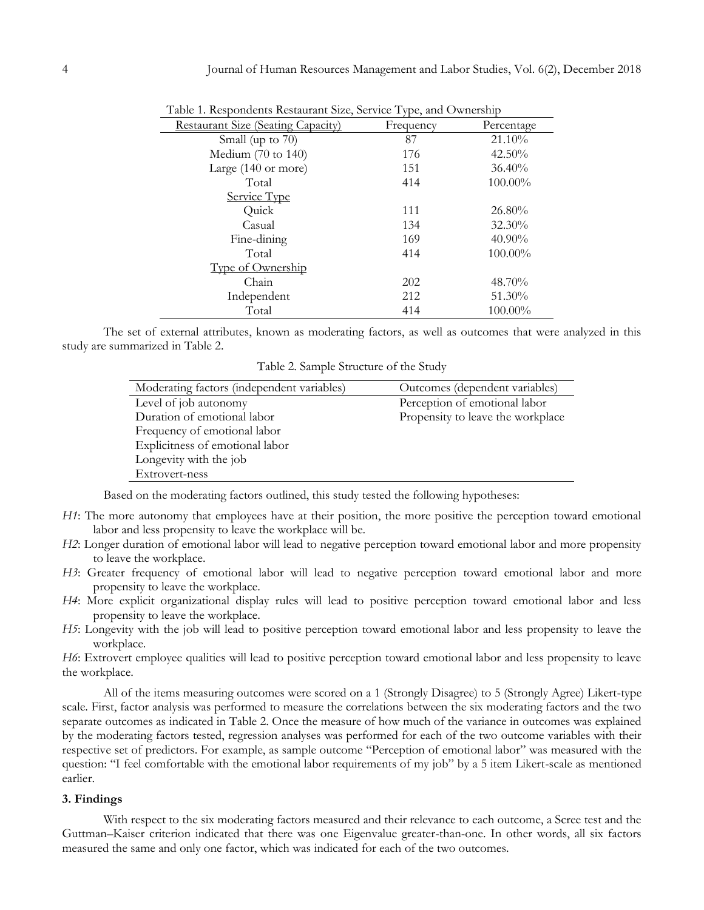Table 1. Respondents Restaurant Size, Service Type, and Ownership

| Restaurant Size (Seating Capacity) | Frequency | Percentage |
| --- | --- | --- |
| Small (up to 70) | 87 | 21.10% |
| Medium (70 to 140) | 176 | 42.50% |
| Large (140 or more) | 151 | 36.40% |
| Total | 414 | 100.00% |
| Service Type | | |
| Quick | 111 | 26.80% |
| Casual | 134 | 32.30% |
| Fine-dining | 169 | 40.90% |
| Total | 414 | 100.00% |
| Type of Ownership | | |
| Chain | 202 | 48.70% |
| Independent | 212 | 51.30% |
| Total | 414 | 100.00% |

The set of external attributes, known as moderating factors, as well as outcomes that were analyzed in this study are summarized in Table 2.

Table 2. Sample Structure of the Study

| Moderating factors (independent variables) | Outcomes (dependent variables) |
| --- | --- |
| Level of job autonomy | Perception of emotional labor |
| Duration of emotional labor | Propensity to leave the workplace |
| Frequency of emotional labor | |
| Explicitness of emotional labor | |
| Longevity with the job | |
| Extrovert-ness | |

Based on the moderating factors outlined, this study tested the following hypotheses:

*H1*: The more autonomy that employees have at their position, the more positive the perception toward emotional labor and less propensity to leave the workplace will be.

*H2*: Longer duration of emotional labor will lead to negative perception toward emotional labor and more propensity to leave the workplace.

*H3*: Greater frequency of emotional labor will lead to negative perception toward emotional labor and more propensity to leave the workplace.

*H4*: More explicit organizational display rules will lead to positive perception toward emotional labor and less propensity to leave the workplace.

*H5*: Longevity with the job will lead to positive perception toward emotional labor and less propensity to leave the workplace.

*H6*: Extrovert employee qualities will lead to positive perception toward emotional labor and less propensity to leave the workplace.

All of the items measuring outcomes were scored on a 1 (Strongly Disagree) to 5 (Strongly Agree) Likert-type scale. First, factor analysis was performed to measure the correlations between the six moderating factors and the two separate outcomes as indicated in Table 2. Once the measure of how much of the variance in outcomes was explained by the moderating factors tested, regression analyses was performed for each of the two outcome variables with their respective set of predictors. For example, as sample outcome "Perception of emotional labor" was measured with the question: "I feel comfortable with the emotional labor requirements of my job" by a 5 item Likert-scale as mentioned earlier.

## 3. Findings

With respect to the six moderating factors measured and their relevance to each outcome, a Scree test and the Guttman–Kaiser criterion indicated that there was one Eigenvalue greater-than-one. In other words, all six factors measured the same and only one factor, which was indicated for each of the two outcomes.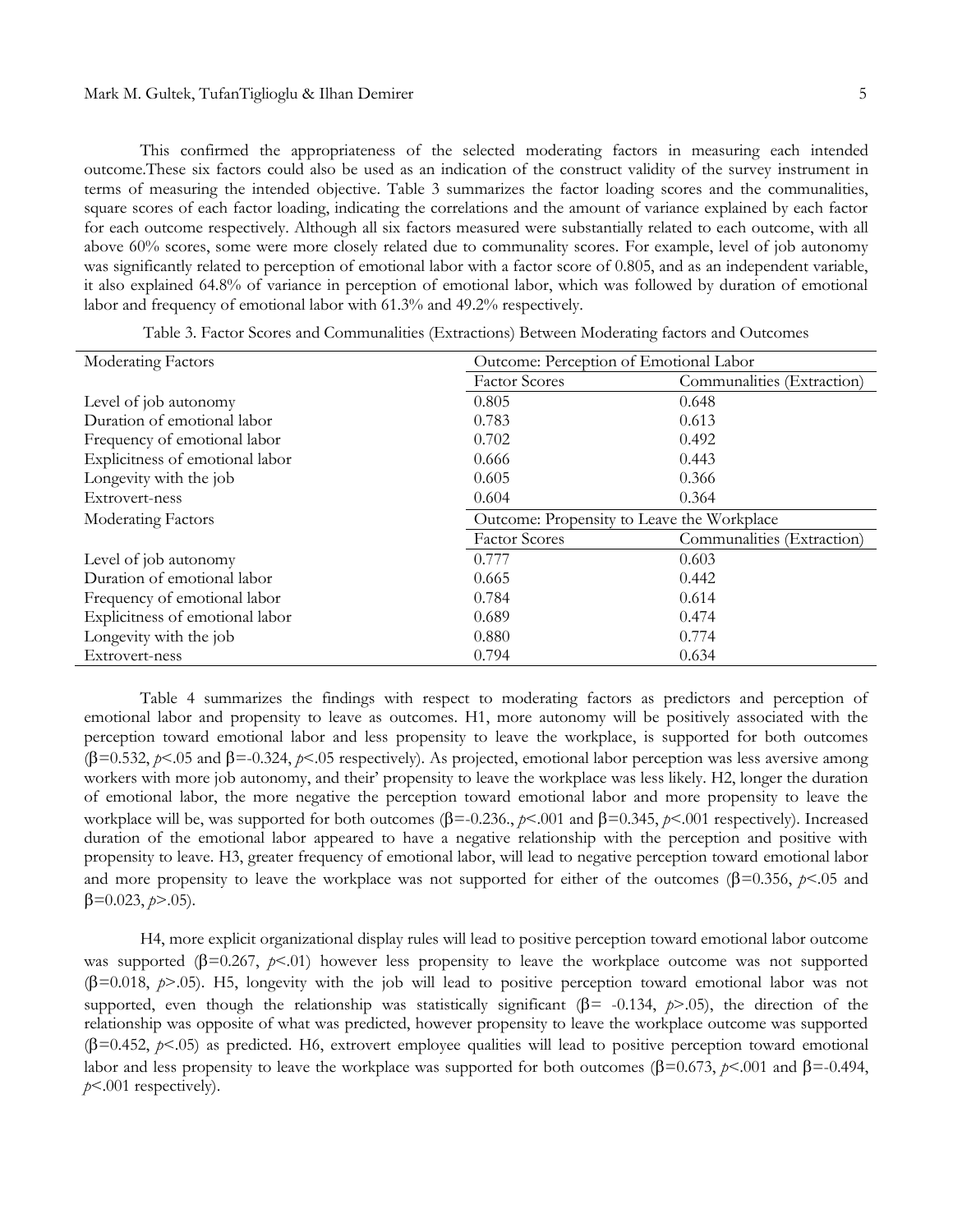This confirmed the appropriateness of the selected moderating factors in measuring each intended outcome.These six factors could also be used as an indication of the construct validity of the survey instrument in terms of measuring the intended objective. Table 3 summarizes the factor loading scores and the communalities, square scores of each factor loading, indicating the correlations and the amount of variance explained by each factor for each outcome respectively. Although all six factors measured were substantially related to each outcome, with all above 60% scores, some were more closely related due to communality scores. For example, level of job autonomy was significantly related to perception of emotional labor with a factor score of 0.805, and as an independent variable, it also explained 64.8% of variance in perception of emotional labor, which was followed by duration of emotional labor and frequency of emotional labor with 61.3% and 49.2% respectively.

Table 3. Factor Scores and Communalities (Extractions) Between Moderating factors and Outcomes

| Moderating Factors | Outcome: Perception of Emotional Labor | |
|---|---|---|
| | Factor Scores | Communalities (Extraction) |
| Level of job autonomy | 0.805 | 0.648 |
| Duration of emotional labor | 0.783 | 0.613 |
| Frequency of emotional labor | 0.702 | 0.492 |
| Explicitness of emotional labor | 0.666 | 0.443 |
| Longevity with the job | 0.605 | 0.366 |
| Extrovert-ness | 0.604 | 0.364 |
| Moderating Factors | Outcome: Propensity to Leave the Workplace | |
| | Factor Scores | Communalities (Extraction) |
| Level of job autonomy | 0.777 | 0.603 |
| Duration of emotional labor | 0.665 | 0.442 |
| Frequency of emotional labor | 0.784 | 0.614 |
| Explicitness of emotional labor | 0.689 | 0.474 |
| Longevity with the job | 0.880 | 0.774 |
| Extrovert-ness | 0.794 | 0.634 |

Table 4 summarizes the findings with respect to moderating factors as predictors and perception of emotional labor and propensity to leave as outcomes. H1, more autonomy will be positively associated with the perception toward emotional labor and less propensity to leave the workplace, is supported for both outcomes ($\beta$=0.532, $p$<.05 and $\beta$=-0.324, $p$<.05 respectively). As projected, emotional labor perception was less aversive among workers with more job autonomy, and their' propensity to leave the workplace was less likely. H2, longer the duration of emotional labor, the more negative the perception toward emotional labor and more propensity to leave the workplace will be, was supported for both outcomes ($\beta$=-0.236., $p$<.001 and $\beta$=0.345, $p$<.001 respectively). Increased duration of the emotional labor appeared to have a negative relationship with the perception and positive with propensity to leave. H3, greater frequency of emotional labor, will lead to negative perception toward emotional labor and more propensity to leave the workplace was not supported for either of the outcomes ($\beta$=0.356, $p$<.05 and $\beta$=0.023, $p$>.05).

H4, more explicit organizational display rules will lead to positive perception toward emotional labor outcome was supported ($\beta$=0.267, $p$<.01) however less propensity to leave the workplace outcome was not supported ($\beta$=0.018, $p$>.05). H5, longevity with the job will lead to positive perception toward emotional labor was not supported, even though the relationship was statistically significant ($\beta$= -0.134, $p$>.05), the direction of the relationship was opposite of what was predicted, however propensity to leave the workplace outcome was supported ($\beta$=0.452, $p$<.05) as predicted. H6, extrovert employee qualities will lead to positive perception toward emotional labor and less propensity to leave the workplace was supported for both outcomes ($\beta$=0.673, $p$<.001 and $\beta$=-0.494, $p$<.001 respectively).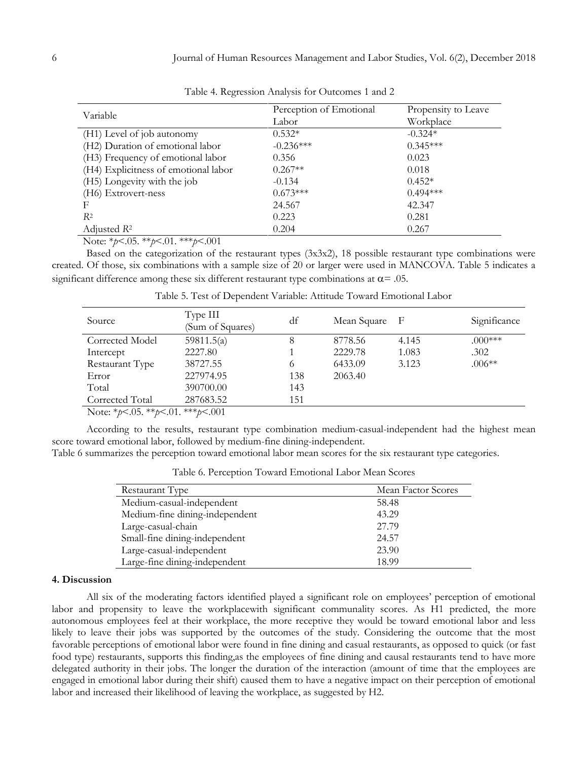Table 4. Regression Analysis for Outcomes 1 and 2

| Variable | Perception of Emotional Labor | Propensity to Leave Workplace |
|---|---|---|
| (H1) Level of job autonomy | 0.532* | -0.324* |
| (H2) Duration of emotional labor | -0.236*** | 0.345*** |
| (H3) Frequency of emotional labor | 0.356 | 0.023 |
| (H4) Explicitness of emotional labor | 0.267** | 0.018 |
| (H5) Longevity with the job | -0.134 | 0.452* |
| (H6) Extrovert-ness | 0.673*** | 0.494*** |
| F | 24.567 | 42.347 |
| $R^2$ | 0.223 | 0.281 |
| Adjusted $R^2$ | 0.204 | 0.267 |

Note: *$p$<.05. **$p$<.01. ***$p$<.001

Based on the categorization of the restaurant types (3x3x2), 18 possible restaurant type combinations were created. Of those, six combinations with a sample size of 20 or larger were used in MANCOVA. Table 5 indicates a significant difference among these six different restaurant type combinations at $\alpha = .05$.

Table 5. Test of Dependent Variable: Attitude Toward Emotional Labor

| Source | Type III (Sum of Squares) | df | Mean Square | F | Significance |
|---|---|---|---|---|---|
| Corrected Model | 59811.5(a) | 8 | 8778.56 | 4.145 | .000*** |
| Intercept | 2227.80 | 1 | 2229.78 | 1.083 | .302 |
| Restaurant Type | 38727.55 | 6 | 6433.09 | 3.123 | .006** |
| Error | 227974.95 | 138 | 2063.40 | | |
| Total | 390700.00 | 143 | | | |
| Corrected Total | 287683.52 | 151 | | | |

Note: *$p$<.05. **$p$<.01. ***$p$<.001

According to the results, restaurant type combination medium-casual-independent had the highest mean score toward emotional labor, followed by medium-fine dining-independent.
Table 6 summarizes the perception toward emotional labor mean scores for the six restaurant type categories.

Table 6. Perception Toward Emotional Labor Mean Scores

| Restaurant Type | Mean Factor Scores |
|---|---|
| Medium-casual-independent | 58.48 |
| Medium-fine dining-independent | 43.29 |
| Large-casual-chain | 27.79 |
| Small-fine dining-independent | 24.57 |
| Large-casual-independent | 23.90 |
| Large-fine dining-independent | 18.99 |

## 4. Discussion

All six of the moderating factors identified played a significant role on employees' perception of emotional labor and propensity to leave the workplacewith significant communality scores. As H1 predicted, the more autonomous employees feel at their workplace, the more receptive they would be toward emotional labor and less likely to leave their jobs was supported by the outcomes of the study. Considering the outcome that the most favorable perceptions of emotional labor were found in fine dining and casual restaurants, as opposed to quick (or fast food type) restaurants, supports this finding,as the employees of fine dining and causal restaurants tend to have more delegated authority in their jobs. The longer the duration of the interaction (amount of time that the employees are engaged in emotional labor during their shift) caused them to have a negative impact on their perception of emotional labor and increased their likelihood of leaving the workplace, as suggested by H2.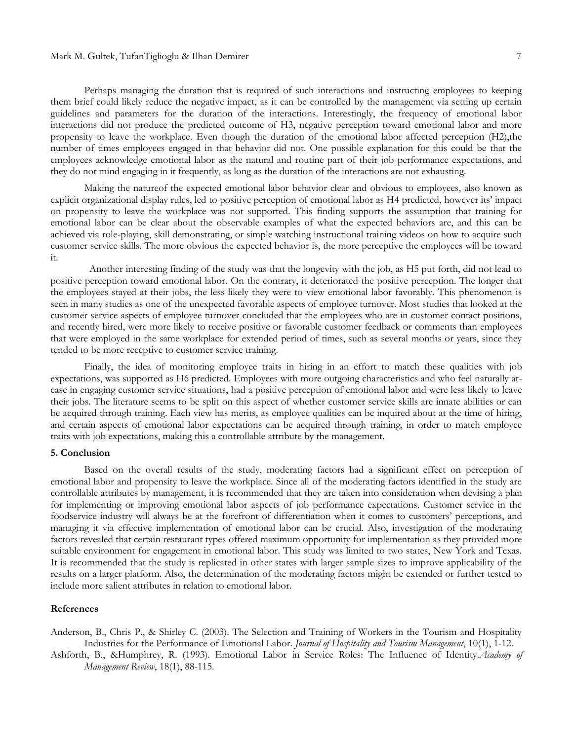Perhaps managing the duration that is required of such interactions and instructing employees to keeping them brief could likely reduce the negative impact, as it can be controlled by the management via setting up certain guidelines and parameters for the duration of the interactions. Interestingly, the frequency of emotional labor interactions did not produce the predicted outcome of H3, negative perception toward emotional labor and more propensity to leave the workplace. Even though the duration of the emotional labor affected perception (H2),the number of times employees engaged in that behavior did not. One possible explanation for this could be that the employees acknowledge emotional labor as the natural and routine part of their job performance expectations, and they do not mind engaging in it frequently, as long as the duration of the interactions are not exhausting.

Making the natureof the expected emotional labor behavior clear and obvious to employees, also known as explicit organizational display rules, led to positive perception of emotional labor as H4 predicted, however its' impact on propensity to leave the workplace was not supported. This finding supports the assumption that training for emotional labor can be clear about the observable examples of what the expected behaviors are, and this can be achieved via role-playing, skill demonstrating, or simple watching instructional training videos on how to acquire such customer service skills. The more obvious the expected behavior is, the more perceptive the employees will be toward it.

Another interesting finding of the study was that the longevity with the job, as H5 put forth, did not lead to positive perception toward emotional labor. On the contrary, it deteriorated the positive perception. The longer that the employees stayed at their jobs, the less likely they were to view emotional labor favorably. This phenomenon is seen in many studies as one of the unexpected favorable aspects of employee turnover. Most studies that looked at the customer service aspects of employee turnover concluded that the employees who are in customer contact positions, and recently hired, were more likely to receive positive or favorable customer feedback or comments than employees that were employed in the same workplace for extended period of times, such as several months or years, since they tended to be more receptive to customer service training.

Finally, the idea of monitoring employee traits in hiring in an effort to match these qualities with job expectations, was supported as H6 predicted. Employees with more outgoing characteristics and who feel naturally at-ease in engaging customer service situations, had a positive perception of emotional labor and were less likely to leave their jobs. The literature seems to be split on this aspect of whether customer service skills are innate abilities or can be acquired through training. Each view has merits, as employee qualities can be inquired about at the time of hiring, and certain aspects of emotional labor expectations can be acquired through training, in order to match employee traits with job expectations, making this a controllable attribute by the management.

## 5. Conclusion

Based on the overall results of the study, moderating factors had a significant effect on perception of emotional labor and propensity to leave the workplace. Since all of the moderating factors identified in the study are controllable attributes by management, it is recommended that they are taken into consideration when devising a plan for implementing or improving emotional labor aspects of job performance expectations. Customer service in the foodservice industry will always be at the forefront of differentiation when it comes to customers' perceptions, and managing it via effective implementation of emotional labor can be crucial. Also, investigation of the moderating factors revealed that certain restaurant types offered maximum opportunity for implementation as they provided more suitable environment for engagement in emotional labor. This study was limited to two states, New York and Texas. It is recommended that the study is replicated in other states with larger sample sizes to improve applicability of the results on a larger platform. Also, the determination of the moderating factors might be extended or further tested to include more salient attributes in relation to emotional labor.

## References

Anderson, B., Chris P., & Shirley C. (2003). The Selection and Training of Workers in the Tourism and Hospitality Industries for the Performance of Emotional Labor. *Journal of Hospitality and Tourism Management*, 10(1), 1-12.

Ashforth, B., &Humphrey, R. (1993). Emotional Labor in Service Roles: The Influence of Identity.*Academy of Management Review*, 18(1), 88-115.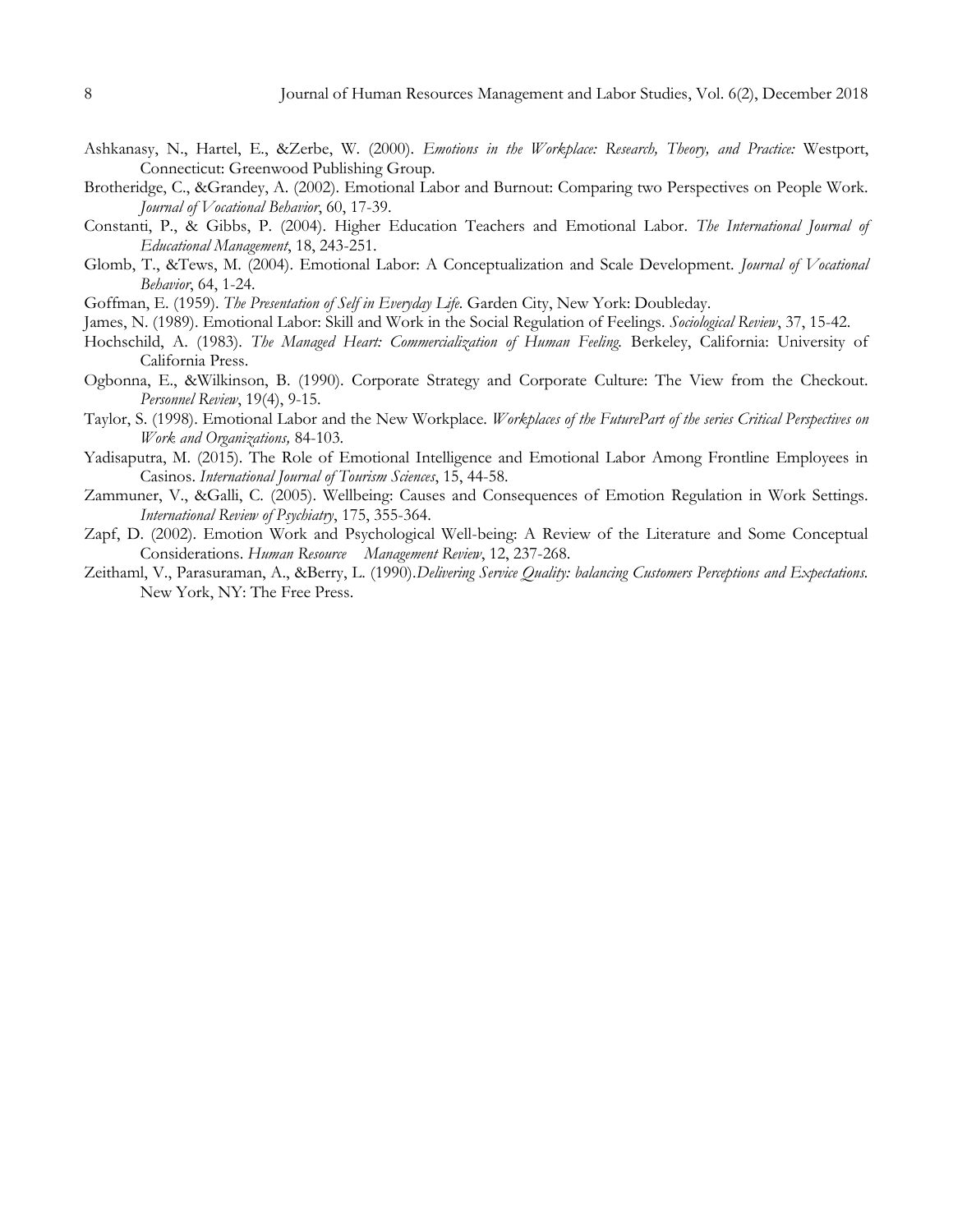Ashkanasy, N., Hartel, E., &Zerbe, W. (2000). *Emotions in the Workplace: Research, Theory, and Practice:* Westport, Connecticut: Greenwood Publishing Group.

Brotheridge, C., &Grandey, A. (2002). Emotional Labor and Burnout: Comparing two Perspectives on People Work. *Journal of Vocational Behavior*, 60, 17-39.

Constanti, P., & Gibbs, P. (2004). Higher Education Teachers and Emotional Labor. *The International Journal of Educational Management*, 18, 243-251.

Glomb, T., &Tews, M. (2004). Emotional Labor: A Conceptualization and Scale Development. *Journal of Vocational Behavior*, 64, 1-24.

Goffman, E. (1959). *The Presentation of Self in Everyday Life.* Garden City, New York: Doubleday.

James, N. (1989). Emotional Labor: Skill and Work in the Social Regulation of Feelings. *Sociological Review*, 37, 15-42.

Hochschild, A. (1983). *The Managed Heart: Commercialization of Human Feeling.* Berkeley, California: University of California Press.

Ogbonna, E., &Wilkinson, B. (1990). Corporate Strategy and Corporate Culture: The View from the Checkout. *Personnel Review*, 19(4), 9-15.

Taylor, S. (1998). Emotional Labor and the New Workplace. *Workplaces of the FuturePart of the series Critical Perspectives on Work and Organizations,* 84-103.

Yadisaputra, M. (2015). The Role of Emotional Intelligence and Emotional Labor Among Frontline Employees in Casinos. *International Journal of Tourism Sciences*, 15, 44-58.

Zammuner, V., &Galli, C. (2005). Wellbeing: Causes and Consequences of Emotion Regulation in Work Settings. *International Review of Psychiatry*, 175, 355-364.

Zapf, D. (2002). Emotion Work and Psychological Well-being: A Review of the Literature and Some Conceptual Considerations. *Human Resource Management Review*, 12, 237-268.

Zeithaml, V., Parasuraman, A., &Berry, L. (1990).*Delivering Service Quality: balancing Customers Perceptions and Expectations.* New York, NY: The Free Press.